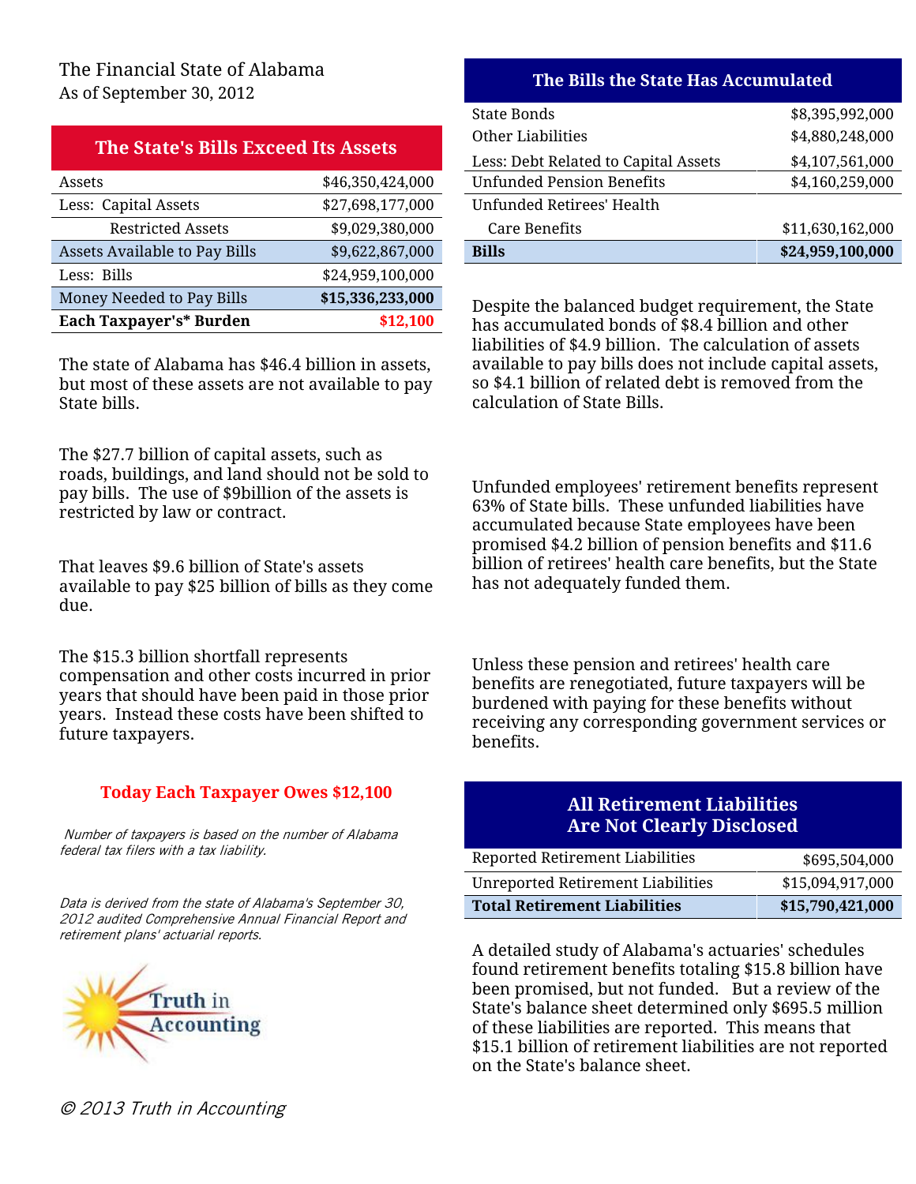The Financial State of Alabama
As of September 30, 2012

## The State's Bills Exceed Its Assets

| | |
|---|---|
| Assets | $46,350,424,000 |
| Less: Capital Assets | $27,698,177,000 |
| Restricted Assets | $9,029,380,000 |
| Assets Available to Pay Bills | $9,622,867,000 |
| Less: Bills | $24,959,100,000 |
| Money Needed to Pay Bills | **$15,336,233,000** |
| **Each Taxpayer's* Burden** | **$12,100** |

The state of Alabama has $46.4 billion in assets, but most of these assets are not available to pay State bills.

The $27.7 billion of capital assets, such as roads, buildings, and land should not be sold to pay bills. The use of $9billion of the assets is restricted by law or contract.

That leaves $9.6 billion of State's assets available to pay $25 billion of bills as they come due.

The $15.3 billion shortfall represents compensation and other costs incurred in prior years that should have been paid in those prior years. Instead these costs have been shifted to future taxpayers.

**Today Each Taxpayer Owes $12,100**

*Number of taxpayers is based on the number of Alabama federal tax filers with a tax liability.*

*Data is derived from the state of Alabama's September 30, 2012 audited Comprehensive Annual Financial Report and retirement plans' actuarial reports.*

Truth in Accounting

## The Bills the State Has Accumulated

| | |
|---|---|
| State Bonds | $8,395,992,000 |
| Other Liabilities | $4,880,248,000 |
| Less: Debt Related to Capital Assets | $4,107,561,000 |
| Unfunded Pension Benefits | $4,160,259,000 |
| Unfunded Retirees' Health Care Benefits | $11,630,162,000 |
| **Bills** | **$24,959,100,000** |

Despite the balanced budget requirement, the State has accumulated bonds of $8.4 billion and other liabilities of $4.9 billion. The calculation of assets available to pay bills does not include capital assets, so $4.1 billion of related debt is removed from the calculation of State Bills.

Unfunded employees' retirement benefits represent 63% of State bills. These unfunded liabilities have accumulated because State employees have been promised $4.2 billion of pension benefits and $11.6 billion of retirees' health care benefits, but the State has not adequately funded them.

Unless these pension and retirees' health care benefits are renegotiated, future taxpayers will be burdened with paying for these benefits without receiving any corresponding government services or benefits.

## All Retirement Liabilities Are Not Clearly Disclosed

| | |
|---|---|
| Reported Retirement Liabilities | $695,504,000 |
| Unreported Retirement Liabilities | $15,094,917,000 |
| **Total Retirement Liabilities** | **$15,790,421,000** |

A detailed study of Alabama's actuaries' schedules found retirement benefits totaling $15.8 billion have been promised, but not funded. But a review of the State's balance sheet determined only $695.5 million of these liabilities are reported. This means that $15.1 billion of retirement liabilities are not reported on the State's balance sheet.

*© 2013 Truth in Accounting*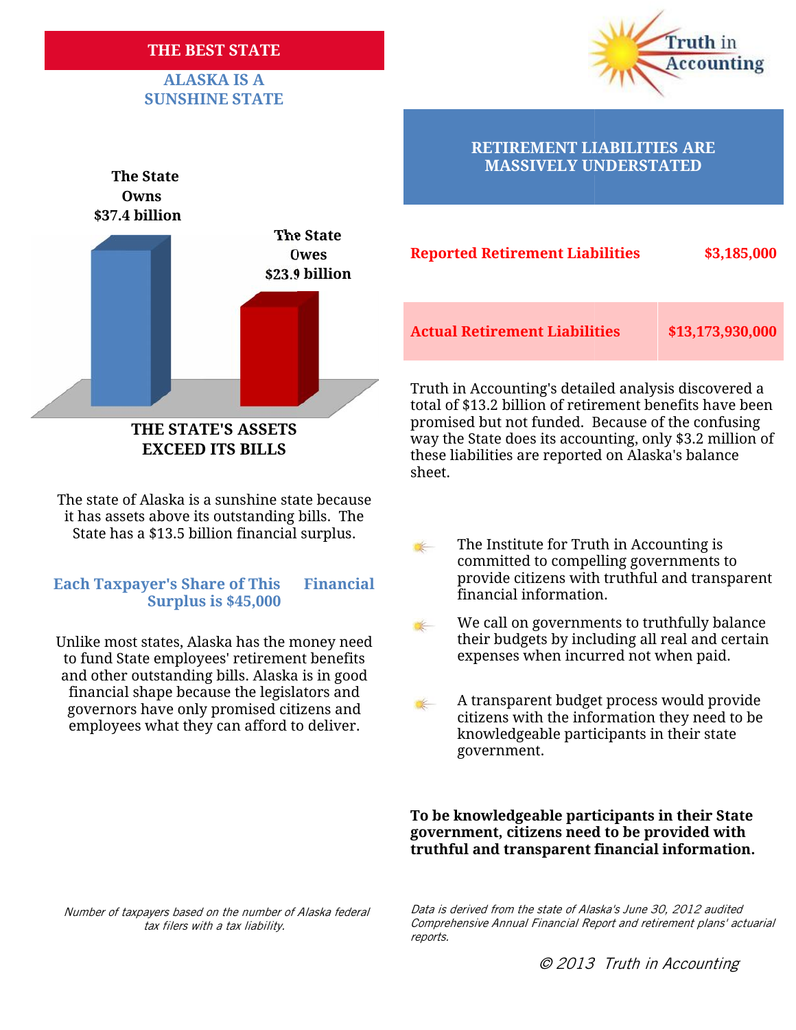## THE BEST STATE

### ALASKA IS A SUNSHINE STATE

The State Owns $37.4 billion

The State Owes $23.9 billion

**THE STATE'S ASSETS EXCEED ITS BILLS**

The state of Alaska is a sunshine state because it has assets above its outstanding bills. The State has a $13.5 billion financial surplus.

### Each Taxpayer's Share of This Financial Surplus is $45,000

Unlike most states, Alaska has the money need to fund State employees' retirement benefits and other outstanding bills. Alaska is in good financial shape because the legislators and governors have only promised citizens and employees what they can afford to deliver.

*Number of taxpayers based on the number of Alaska federal tax filers with a tax liability.*

## RETIREMENT LIABILITIES ARE MASSIVELY UNDERSTATED

| Reported Retirement Liabilities | $3,185,000 |
|---|---|
| Actual Retirement Liabilities | $13,173,930,000 |

Truth in Accounting's detailed analysis discovered a total of $13.2 billion of retirement benefits have been promised but not funded. Because of the confusing way the State does its accounting, only $3.2 million of these liabilities are reported on Alaska's balance sheet.

- The Institute for Truth in Accounting is committed to compelling governments to provide citizens with truthful and transparent financial information.
- We call on governments to truthfully balance their budgets by including all real and certain expenses when incurred not when paid.
- A transparent budget process would provide citizens with the information they need to be knowledgeable participants in their state government.

**To be knowledgeable participants in their State government, citizens need to be provided with truthful and transparent financial information.**

*Data is derived from the state of Alaska's June 30, 2012 audited Comprehensive Annual Financial Report and retirement plans' actuarial reports.*

*© 2013 Truth in Accounting*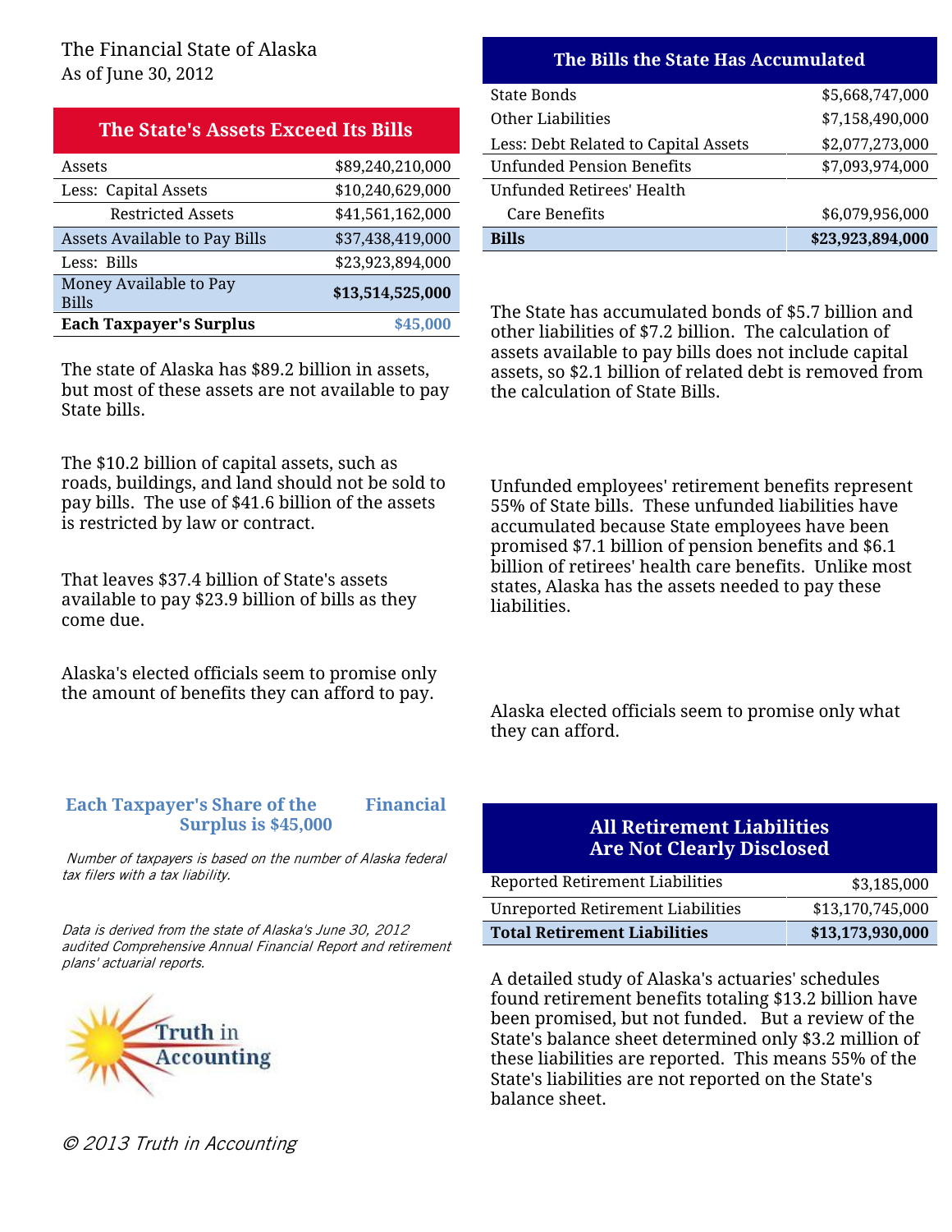The Financial State of Alaska
As of June 30, 2012

## The State's Assets Exceed Its Bills

| | |
|---|---|
| Assets | $89,240,210,000 |
| Less: Capital Assets | $10,240,629,000 |
| Restricted Assets | $41,561,162,000 |
| Assets Available to Pay Bills | $37,438,419,000 |
| Less: Bills | $23,923,894,000 |
| Money Available to Pay Bills | **$13,514,525,000** |
| **Each Taxpayer's Surplus** | **$45,000** |

The state of Alaska has $89.2 billion in assets, but most of these assets are not available to pay State bills.

The $10.2 billion of capital assets, such as roads, buildings, and land should not be sold to pay bills. The use of $41.6 billion of the assets is restricted by law or contract.

That leaves $37.4 billion of State's assets available to pay $23.9 billion of bills as they come due.

Alaska's elected officials seem to promise only the amount of benefits they can afford to pay.

### Each Taxpayer's Share of the Financial Surplus is $45,000

*Number of taxpayers is based on the number of Alaska federal tax filers with a tax liability.*

*Data is derived from the state of Alaska's June 30, 2012 audited Comprehensive Annual Financial Report and retirement plans' actuarial reports.*

Truth in Accounting

*© 2013 Truth in Accounting*

## The Bills the State Has Accumulated

| | |
|---|---|
| State Bonds | $5,668,747,000 |
| Other Liabilities | $7,158,490,000 |
| Less: Debt Related to Capital Assets | $2,077,273,000 |
| Unfunded Pension Benefits | $7,093,974,000 |
| Unfunded Retirees' Health Care Benefits | $6,079,956,000 |
| **Bills** | **$23,923,894,000** |

The State has accumulated bonds of $5.7 billion and other liabilities of $7.2 billion. The calculation of assets available to pay bills does not include capital assets, so $2.1 billion of related debt is removed from the calculation of State Bills.

Unfunded employees' retirement benefits represent 55% of State bills. These unfunded liabilities have accumulated because State employees have been promised $7.1 billion of pension benefits and $6.1 billion of retirees' health care benefits. Unlike most states, Alaska has the assets needed to pay these liabilities.

Alaska elected officials seem to promise only what they can afford.

## All Retirement Liabilities Are Not Clearly Disclosed

| | |
|---|---|
| Reported Retirement Liabilities | $3,185,000 |
| Unreported Retirement Liabilities | $13,170,745,000 |
| **Total Retirement Liabilities** | **$13,173,930,000** |

A detailed study of Alaska's actuaries' schedules found retirement benefits totaling $13.2 billion have been promised, but not funded. But a review of the State's balance sheet determined only $3.2 million of these liabilities are reported. This means 55% of the State's liabilities are not reported on the State's balance sheet.